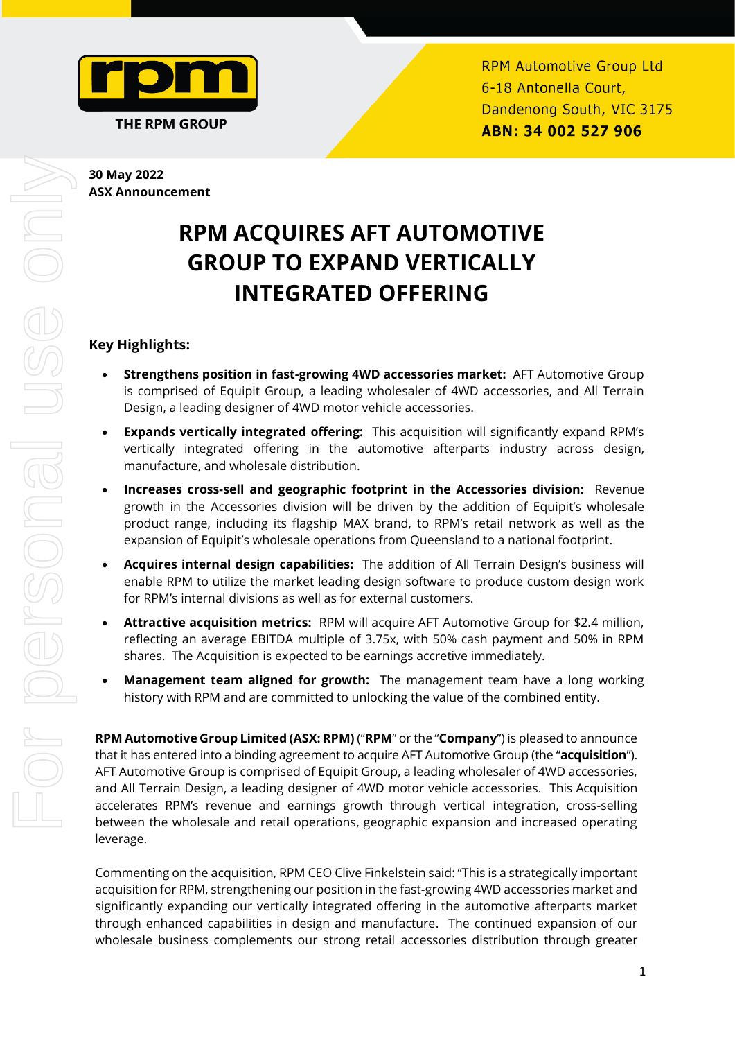RPM Automotive Group Ltd
6-18 Antonella Court,
Dandenong South, VIC 3175
**ABN: 34 002 527 906**

**30 May 2022**
**ASX Announcement**

# RPM ACQUIRES AFT AUTOMOTIVE GROUP TO EXPAND VERTICALLY INTEGRATED OFFERING

## Key Highlights:

- **Strengthens position in fast-growing 4WD accessories market:** AFT Automotive Group is comprised of Equipit Group, a leading wholesaler of 4WD accessories, and All Terrain Design, a leading designer of 4WD motor vehicle accessories.
- **Expands vertically integrated offering:** This acquisition will significantly expand RPM's vertically integrated offering in the automotive afterparts industry across design, manufacture, and wholesale distribution.
- **Increases cross-sell and geographic footprint in the Accessories division:** Revenue growth in the Accessories division will be driven by the addition of Equipit's wholesale product range, including its flagship MAX brand, to RPM's retail network as well as the expansion of Equipit's wholesale operations from Queensland to a national footprint.
- **Acquires internal design capabilities:** The addition of All Terrain Design's business will enable RPM to utilize the market leading design software to produce custom design work for RPM's internal divisions as well as for external customers.
- **Attractive acquisition metrics:** RPM will acquire AFT Automotive Group for $2.4 million, reflecting an average EBITDA multiple of 3.75x, with 50% cash payment and 50% in RPM shares. The Acquisition is expected to be earnings accretive immediately.
- **Management team aligned for growth:** The management team have a long working history with RPM and are committed to unlocking the value of the combined entity.

**RPM Automotive Group Limited (ASX: RPM)** ("**RPM**" or the "**Company**") is pleased to announce that it has entered into a binding agreement to acquire AFT Automotive Group (the "**acquisition**"). AFT Automotive Group is comprised of Equipit Group, a leading wholesaler of 4WD accessories, and All Terrain Design, a leading designer of 4WD motor vehicle accessories. This Acquisition accelerates RPM's revenue and earnings growth through vertical integration, cross-selling between the wholesale and retail operations, geographic expansion and increased operating leverage.

Commenting on the acquisition, RPM CEO Clive Finkelstein said: "This is a strategically important acquisition for RPM, strengthening our position in the fast-growing 4WD accessories market and significantly expanding our vertically integrated offering in the automotive afterparts market through enhanced capabilities in design and manufacture. The continued expansion of our wholesale business complements our strong retail accessories distribution through greater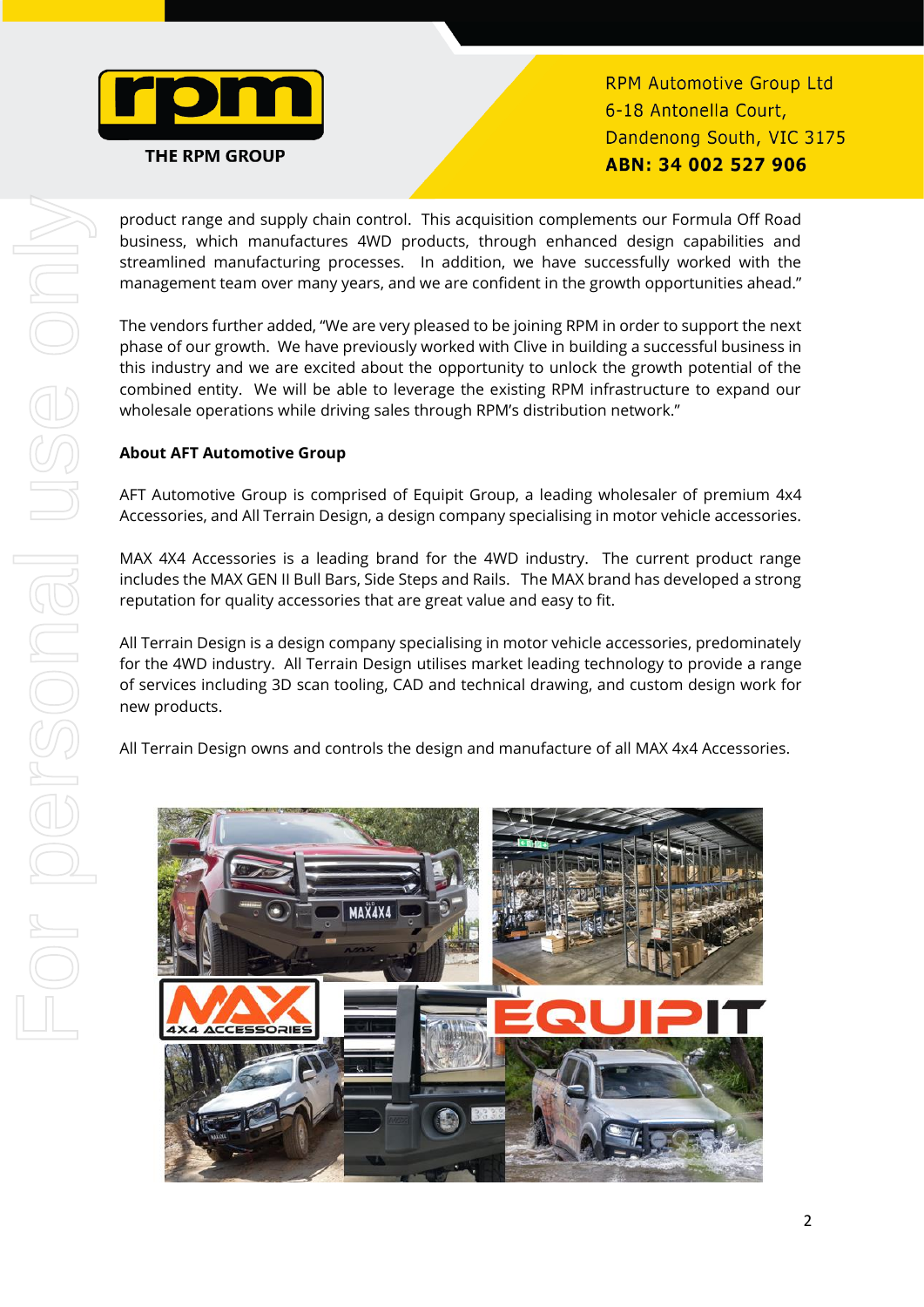product range and supply chain control. This acquisition complements our Formula Off Road business, which manufactures 4WD products, through enhanced design capabilities and streamlined manufacturing processes. In addition, we have successfully worked with the management team over many years, and we are confident in the growth opportunities ahead."

The vendors further added, "We are very pleased to be joining RPM in order to support the next phase of our growth. We have previously worked with Clive in building a successful business in this industry and we are excited about the opportunity to unlock the growth potential of the combined entity. We will be able to leverage the existing RPM infrastructure to expand our wholesale operations while driving sales through RPM's distribution network."

**About AFT Automotive Group**

AFT Automotive Group is comprised of Equipit Group, a leading wholesaler of premium 4x4 Accessories, and All Terrain Design, a design company specialising in motor vehicle accessories.

MAX 4X4 Accessories is a leading brand for the 4WD industry. The current product range includes the MAX GEN II Bull Bars, Side Steps and Rails. The MAX brand has developed a strong reputation for quality accessories that are great value and easy to fit.

All Terrain Design is a design company specialising in motor vehicle accessories, predominately for the 4WD industry. All Terrain Design utilises market leading technology to provide a range of services including 3D scan tooling, CAD and technical drawing, and custom design work for new products.

All Terrain Design owns and controls the design and manufacture of all MAX 4x4 Accessories.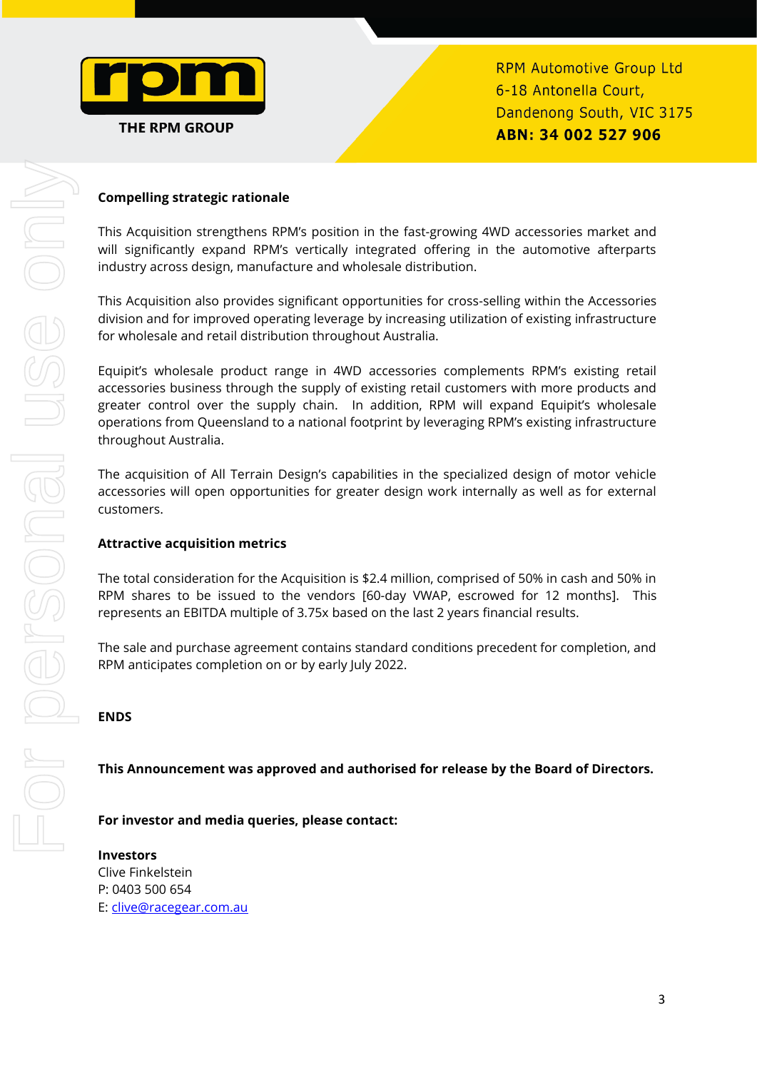**Compelling strategic rationale**

This Acquisition strengthens RPM's position in the fast-growing 4WD accessories market and will significantly expand RPM's vertically integrated offering in the automotive afterparts industry across design, manufacture and wholesale distribution.

This Acquisition also provides significant opportunities for cross-selling within the Accessories division and for improved operating leverage by increasing utilization of existing infrastructure for wholesale and retail distribution throughout Australia.

Equipit's wholesale product range in 4WD accessories complements RPM's existing retail accessories business through the supply of existing retail customers with more products and greater control over the supply chain. In addition, RPM will expand Equipit's wholesale operations from Queensland to a national footprint by leveraging RPM's existing infrastructure throughout Australia.

The acquisition of All Terrain Design's capabilities in the specialized design of motor vehicle accessories will open opportunities for greater design work internally as well as for external customers.

**Attractive acquisition metrics**

The total consideration for the Acquisition is $2.4 million, comprised of 50% in cash and 50% in RPM shares to be issued to the vendors [60-day VWAP, escrowed for 12 months]. This represents an EBITDA multiple of 3.75x based on the last 2 years financial results.

The sale and purchase agreement contains standard conditions precedent for completion, and RPM anticipates completion on or by early July 2022.

**ENDS**

**This Announcement was approved and authorised for release by the Board of Directors.**

**For investor and media queries, please contact:**

**Investors**
Clive Finkelstein
P: 0403 500 654
E: clive@racegear.com.au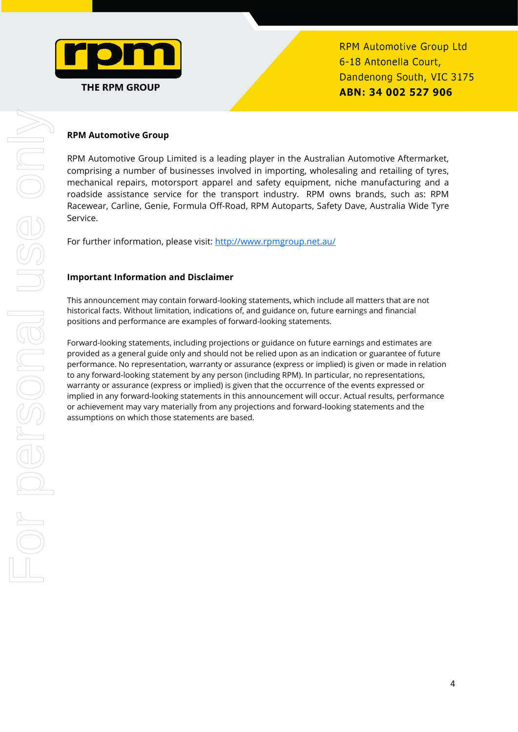RPM Automotive Group Ltd
6-18 Antonella Court,
Dandenong South, VIC 3175
**ABN: 34 002 527 906**

### RPM Automotive Group

RPM Automotive Group Limited is a leading player in the Australian Automotive Aftermarket, comprising a number of businesses involved in importing, wholesaling and retailing of tyres, mechanical repairs, motorsport apparel and safety equipment, niche manufacturing and a roadside assistance service for the transport industry. RPM owns brands, such as: RPM Racewear, Carline, Genie, Formula Off-Road, RPM Autoparts, Safety Dave, Australia Wide Tyre Service.

For further information, please visit: [http://www.rpmgroup.net.au/](http://www.rpmgroup.net.au/)

### Important Information and Disclaimer

This announcement may contain forward-looking statements, which include all matters that are not historical facts. Without limitation, indications of, and guidance on, future earnings and financial positions and performance are examples of forward-looking statements.

Forward-looking statements, including projections or guidance on future earnings and estimates are provided as a general guide only and should not be relied upon as an indication or guarantee of future performance. No representation, warranty or assurance (express or implied) is given or made in relation to any forward-looking statement by any person (including RPM). In particular, no representations, warranty or assurance (express or implied) is given that the occurrence of the events expressed or implied in any forward-looking statements in this announcement will occur. Actual results, performance or achievement may vary materially from any projections and forward-looking statements and the assumptions on which those statements are based.